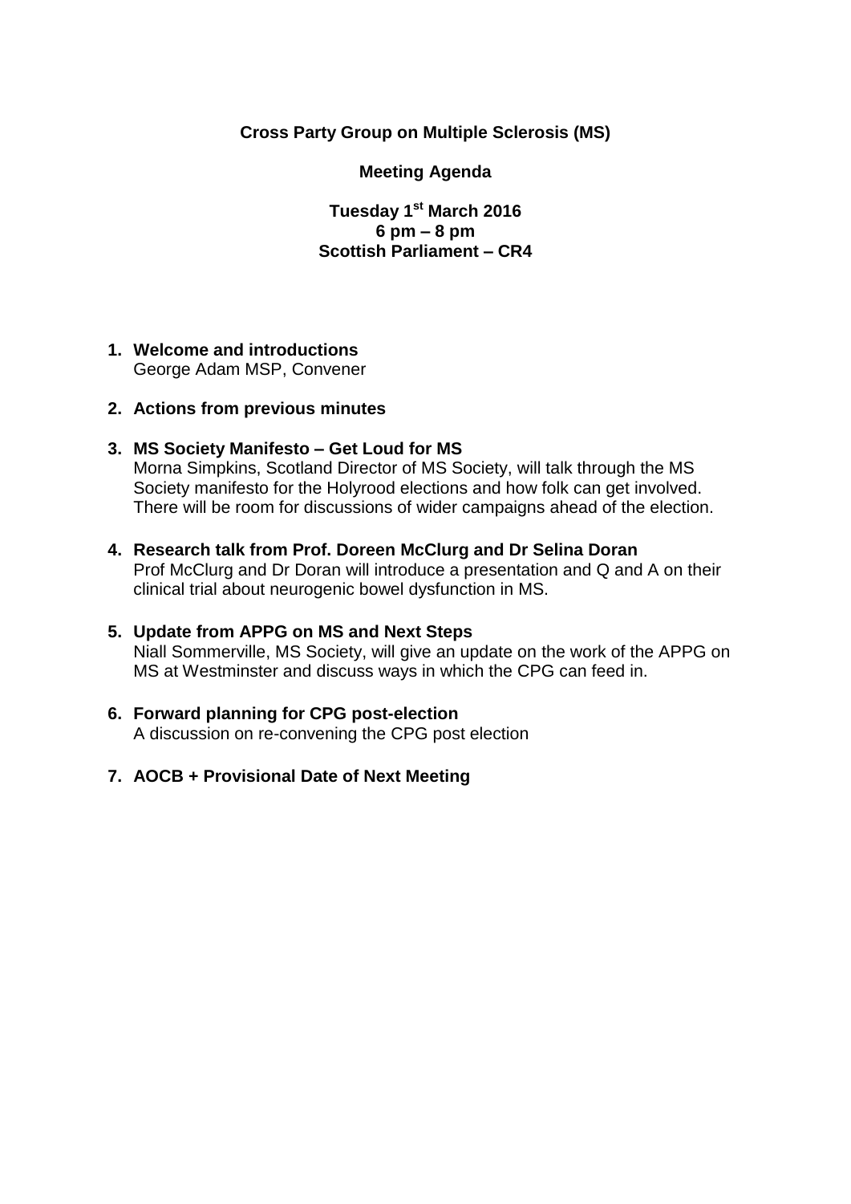**Cross Party Group on Multiple Sclerosis (MS)**

**Meeting Agenda**

**Tuesday 1st March 2016**
**6 pm – 8 pm**
**Scottish Parliament – CR4**

1. **Welcome and introductions**
   George Adam MSP, Convener

2. **Actions from previous minutes**

3. **MS Society Manifesto – Get Loud for MS**
   Morna Simpkins, Scotland Director of MS Society, will talk through the MS Society manifesto for the Holyrood elections and how folk can get involved. There will be room for discussions of wider campaigns ahead of the election.

4. **Research talk from Prof. Doreen McClurg and Dr Selina Doran**
   Prof McClurg and Dr Doran will introduce a presentation and Q and A on their clinical trial about neurogenic bowel dysfunction in MS.

5. **Update from APPG on MS and Next Steps**
   Niall Sommerville, MS Society, will give an update on the work of the APPG on MS at Westminster and discuss ways in which the CPG can feed in.

6. **Forward planning for CPG post-election**
   A discussion on re-convening the CPG post election

7. **AOCB + Provisional Date of Next Meeting**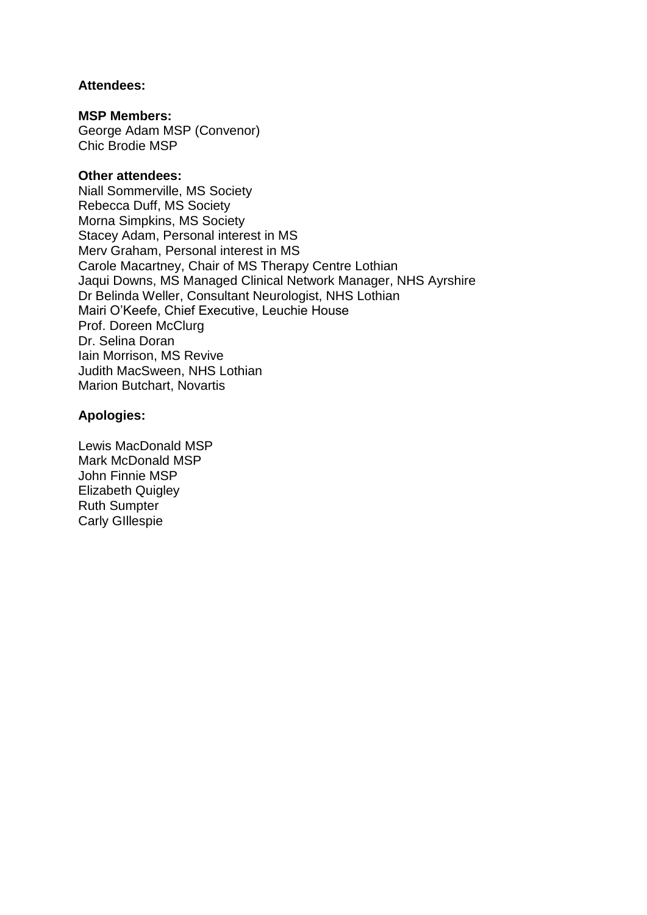**Attendees:**

**MSP Members:**
George Adam MSP (Convenor)
Chic Brodie MSP

**Other attendees:**
Niall Sommerville, MS Society
Rebecca Duff, MS Society
Morna Simpkins, MS Society
Stacey Adam, Personal interest in MS
Merv Graham, Personal interest in MS
Carole Macartney, Chair of MS Therapy Centre Lothian
Jaqui Downs, MS Managed Clinical Network Manager, NHS Ayrshire
Dr Belinda Weller, Consultant Neurologist, NHS Lothian
Mairi O'Keefe, Chief Executive, Leuchie House
Prof. Doreen McClurg
Dr. Selina Doran
Iain Morrison, MS Revive
Judith MacSween, NHS Lothian
Marion Butchart, Novartis

**Apologies:**

Lewis MacDonald MSP
Mark McDonald MSP
John Finnie MSP
Elizabeth Quigley
Ruth Sumpter
Carly GIllespie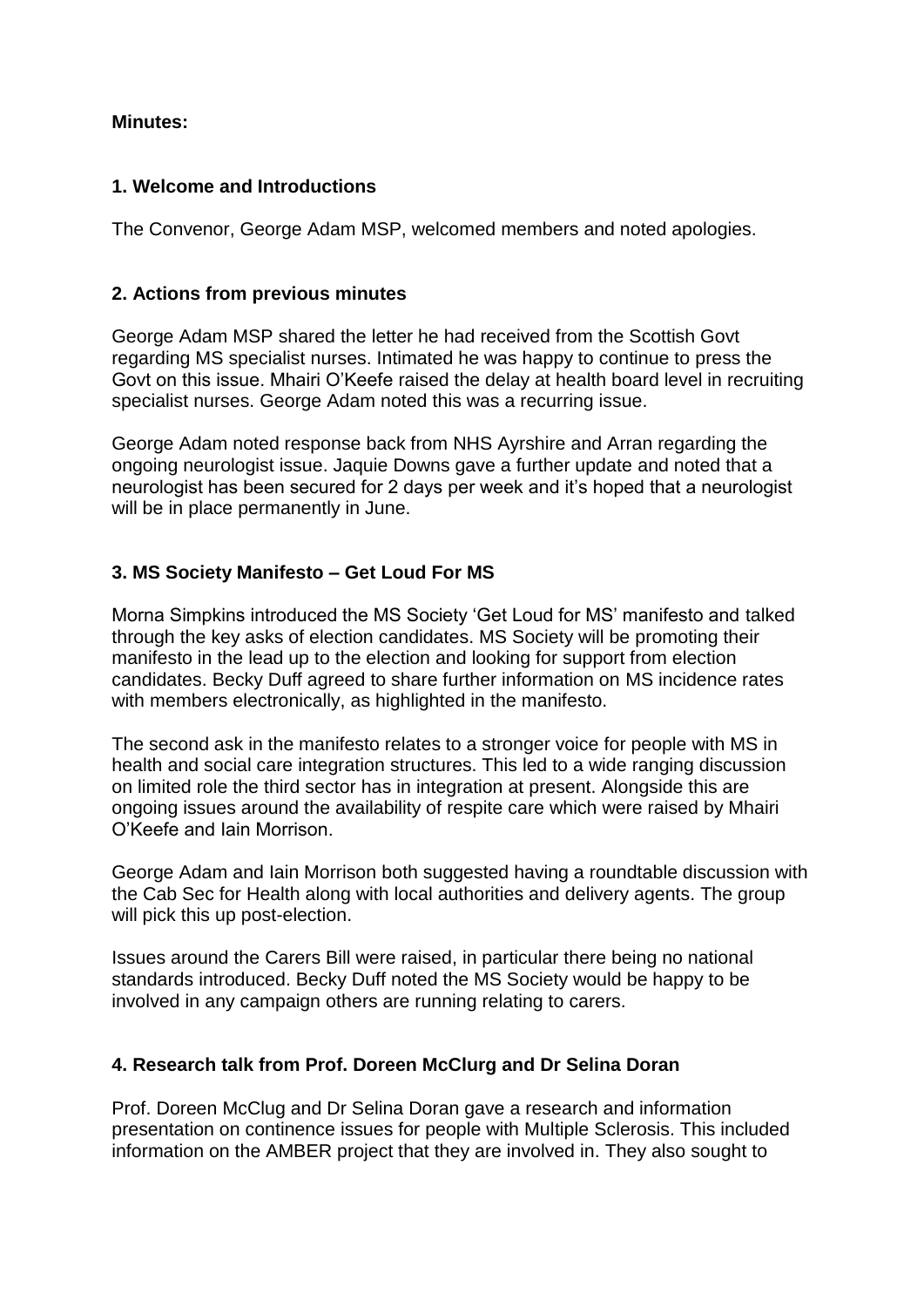**Minutes:**

**1. Welcome and Introductions**

The Convenor, George Adam MSP, welcomed members and noted apologies.

**2. Actions from previous minutes**

George Adam MSP shared the letter he had received from the Scottish Govt regarding MS specialist nurses. Intimated he was happy to continue to press the Govt on this issue. Mhairi O'Keefe raised the delay at health board level in recruiting specialist nurses. George Adam noted this was a recurring issue.

George Adam noted response back from NHS Ayrshire and Arran regarding the ongoing neurologist issue. Jaquie Downs gave a further update and noted that a neurologist has been secured for 2 days per week and it's hoped that a neurologist will be in place permanently in June.

**3. MS Society Manifesto – Get Loud For MS**

Morna Simpkins introduced the MS Society 'Get Loud for MS' manifesto and talked through the key asks of election candidates. MS Society will be promoting their manifesto in the lead up to the election and looking for support from election candidates. Becky Duff agreed to share further information on MS incidence rates with members electronically, as highlighted in the manifesto.

The second ask in the manifesto relates to a stronger voice for people with MS in health and social care integration structures. This led to a wide ranging discussion on limited role the third sector has in integration at present. Alongside this are ongoing issues around the availability of respite care which were raised by Mhairi O'Keefe and Iain Morrison.

George Adam and Iain Morrison both suggested having a roundtable discussion with the Cab Sec for Health along with local authorities and delivery agents. The group will pick this up post-election.

Issues around the Carers Bill were raised, in particular there being no national standards introduced. Becky Duff noted the MS Society would be happy to be involved in any campaign others are running relating to carers.

**4. Research talk from Prof. Doreen McClurg and Dr Selina Doran**

Prof. Doreen McClug and Dr Selina Doran gave a research and information presentation on continence issues for people with Multiple Sclerosis. This included information on the AMBER project that they are involved in. They also sought to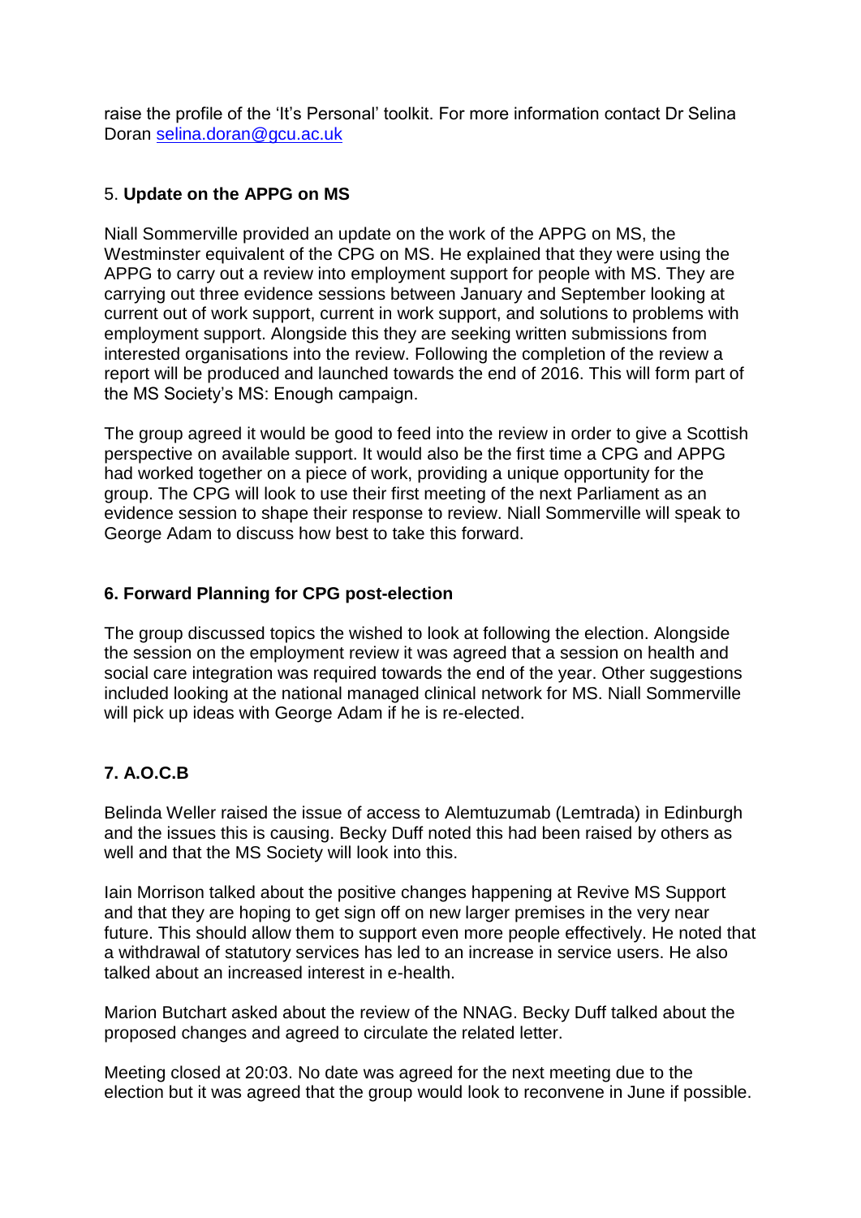raise the profile of the 'It's Personal' toolkit. For more information contact Dr Selina Doran selina.doran@gcu.ac.uk

5. **Update on the APPG on MS**

Niall Sommerville provided an update on the work of the APPG on MS, the Westminster equivalent of the CPG on MS. He explained that they were using the APPG to carry out a review into employment support for people with MS. They are carrying out three evidence sessions between January and September looking at current out of work support, current in work support, and solutions to problems with employment support. Alongside this they are seeking written submissions from interested organisations into the review. Following the completion of the review a report will be produced and launched towards the end of 2016. This will form part of the MS Society's MS: Enough campaign.

The group agreed it would be good to feed into the review in order to give a Scottish perspective on available support. It would also be the first time a CPG and APPG had worked together on a piece of work, providing a unique opportunity for the group. The CPG will look to use their first meeting of the next Parliament as an evidence session to shape their response to review. Niall Sommerville will speak to George Adam to discuss how best to take this forward.

**6. Forward Planning for CPG post-election**

The group discussed topics the wished to look at following the election. Alongside the session on the employment review it was agreed that a session on health and social care integration was required towards the end of the year. Other suggestions included looking at the national managed clinical network for MS. Niall Sommerville will pick up ideas with George Adam if he is re-elected.

**7. A.O.C.B**

Belinda Weller raised the issue of access to Alemtuzumab (Lemtrada) in Edinburgh and the issues this is causing. Becky Duff noted this had been raised by others as well and that the MS Society will look into this.

Iain Morrison talked about the positive changes happening at Revive MS Support and that they are hoping to get sign off on new larger premises in the very near future. This should allow them to support even more people effectively. He noted that a withdrawal of statutory services has led to an increase in service users. He also talked about an increased interest in e-health.

Marion Butchart asked about the review of the NNAG. Becky Duff talked about the proposed changes and agreed to circulate the related letter.

Meeting closed at 20:03. No date was agreed for the next meeting due to the election but it was agreed that the group would look to reconvene in June if possible.